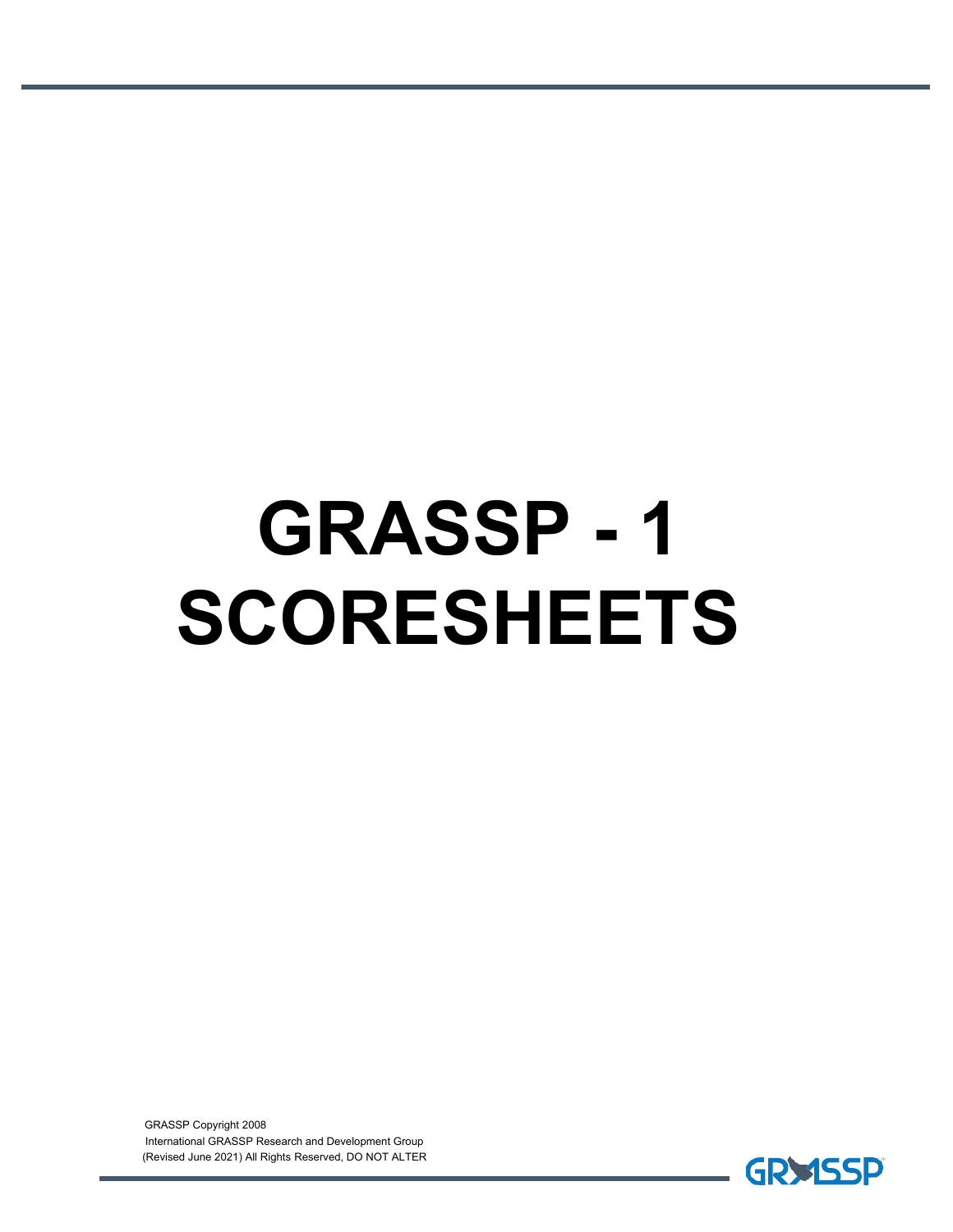# GRASSP - 1 SCORESHEETS

GRASSP Copyright 2008
International GRASSP Research and Development Group
(Revised June 2021) All Rights Reserved, DO NOT ALTER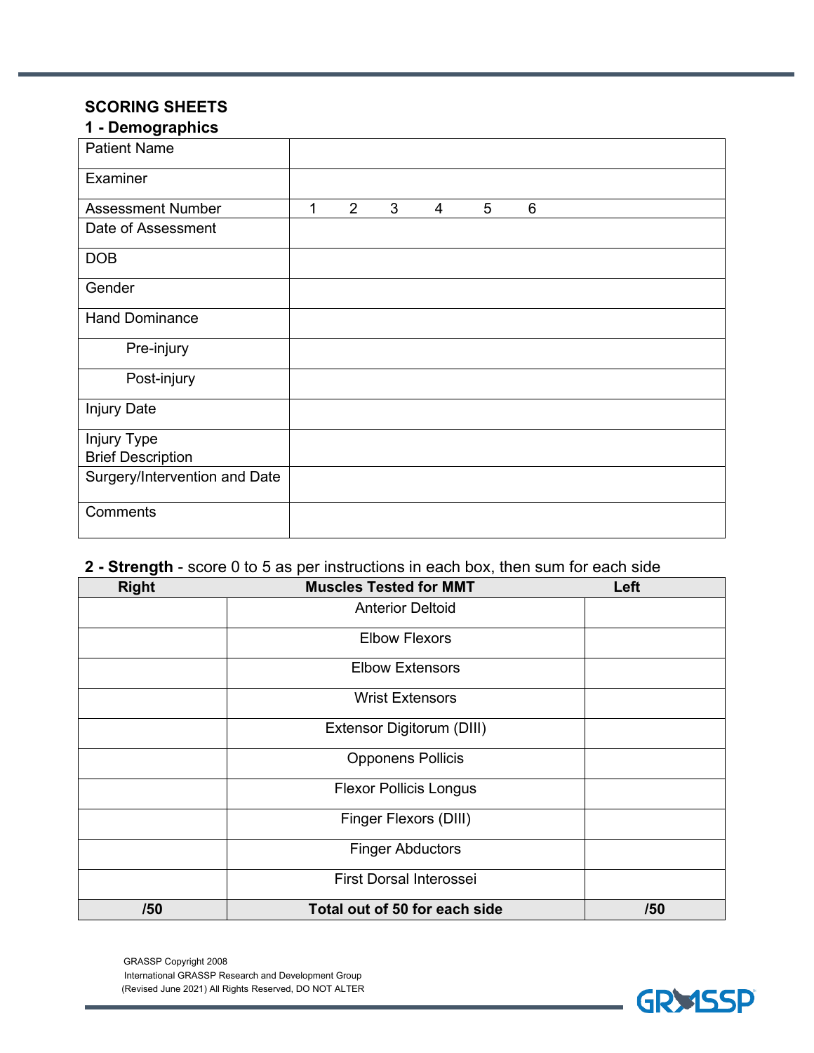## SCORING SHEETS

### 1 - Demographics

| Patient Name | |
|---|---|
| Examiner | |
| Assessment Number | 1 2 3 4 5 6 |
| Date of Assessment | |
| DOB | |
| Gender | |
| Hand Dominance | |
| Pre-injury | |
| Post-injury | |
| Injury Date | |
| Injury Type<br>Brief Description | |
| Surgery/Intervention and Date | |
| Comments | |

### 2 - Strength - score 0 to 5 as per instructions in each box, then sum for each side

| Right | Muscles Tested for MMT | Left |
|---|---|---|
| | Anterior Deltoid | |
| | Elbow Flexors | |
| | Elbow Extensors | |
| | Wrist Extensors | |
| | Extensor Digitorum (DIII) | |
| | Opponens Pollicis | |
| | Flexor Pollicis Longus | |
| | Finger Flexors (DIII) | |
| | Finger Abductors | |
| | First Dorsal Interossei | |
| **/50** | **Total out of 50 for each side** | **/50** |

GRASSP Copyright 2008
International GRASSP Research and Development Group
(Revised June 2021) All Rights Reserved, DO NOT ALTER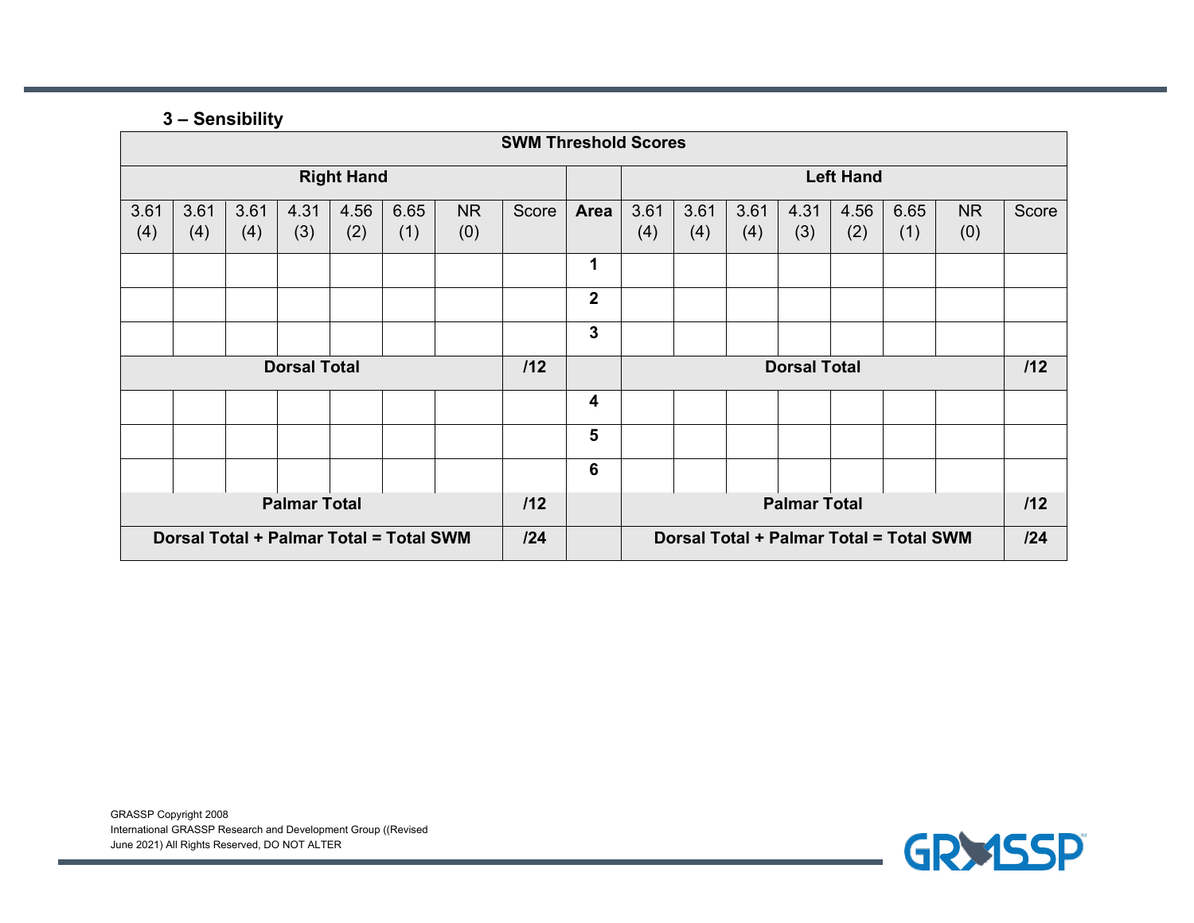### 3 – Sensibility

| SWM Threshold Scores | | | | | | | | | | | | | | | | |
|---|---|---|---|---|---|---|---|---|---|---|---|---|---|---|---|---|
| **Right Hand** | | | | | | | | | **Left Hand** | | | | | | | |
| 3.61 (4) | 3.61 (4) | 3.61 (4) | 4.31 (3) | 4.56 (2) | 6.65 (1) | NR (0) | Score | **Area** | 3.61 (4) | 3.61 (4) | 3.61 (4) | 4.31 (3) | 4.56 (2) | 6.65 (1) | NR (0) | Score |
| | | | | | | | | **1** | | | | | | | | |
| | | | | | | | | **2** | | | | | | | | |
| | | | | | | | | **3** | | | | | | | | |
| **Dorsal Total** | | | | | | | **/12** | | **Dorsal Total** | | | | | | | **/12** |
| | | | | | | | | **4** | | | | | | | | |
| | | | | | | | | **5** | | | | | | | | |
| | | | | | | | | **6** | | | | | | | | |
| **Palmar Total** | | | | | | | **/12** | | **Palmar Total** | | | | | | | **/12** |
| **Dorsal Total + Palmar Total = Total SWM** | | | | | | | **/24** | | **Dorsal Total + Palmar Total = Total SWM** | | | | | | | **/24** |

GRASSP Copyright 2008
International GRASSP Research and Development Group ((Revised June 2021) All Rights Reserved, DO NOT ALTER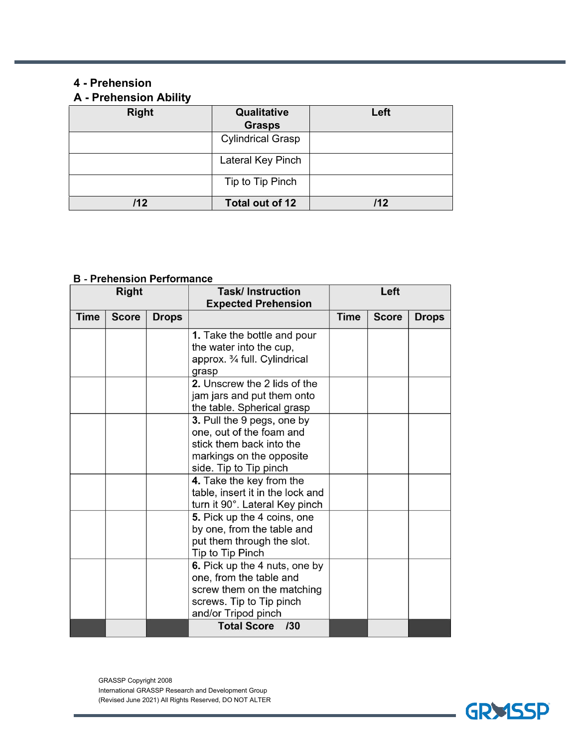## 4 - Prehension

### A - Prehension Ability

| Right | Qualitative Grasps | Left |
|---|---|---|
| | Cylindrical Grasp | |
| | Lateral Key Pinch | |
| | Tip to Tip Pinch | |
| **/12** | **Total out of 12** | **/12** |

### B - Prehension Performance

| Right | | | Task/ Instruction Expected Prehension | Left | | |
|---|---|---|---|---|---|---|
| **Time** | **Score** | **Drops** | | **Time** | **Score** | **Drops** |
| | | | **1.** Take the bottle and pour the water into the cup, approx. ¾ full. Cylindrical grasp | | | |
| | | | **2.** Unscrew the 2 lids of the jam jars and put them onto the table. Spherical grasp | | | |
| | | | **3.** Pull the 9 pegs, one by one, out of the foam and stick them back into the markings on the opposite side. Tip to Tip pinch | | | |
| | | | **4.** Take the key from the table, insert it in the lock and turn it 90°. Lateral Key pinch | | | |
| | | | **5.** Pick up the 4 coins, one by one, from the table and put them through the slot. Tip to Tip Pinch | | | |
| | | | **6.** Pick up the 4 nuts, one by one, from the table and screw them on the matching screws. Tip to tip pinch and/or Tripod pinch | | | |
| | | | **Total Score /30** | | | |

GRASSP Copyright 2008
International GRASSP Research and Development Group
(Revised June 2021) All Rights Reserved, DO NOT ALTER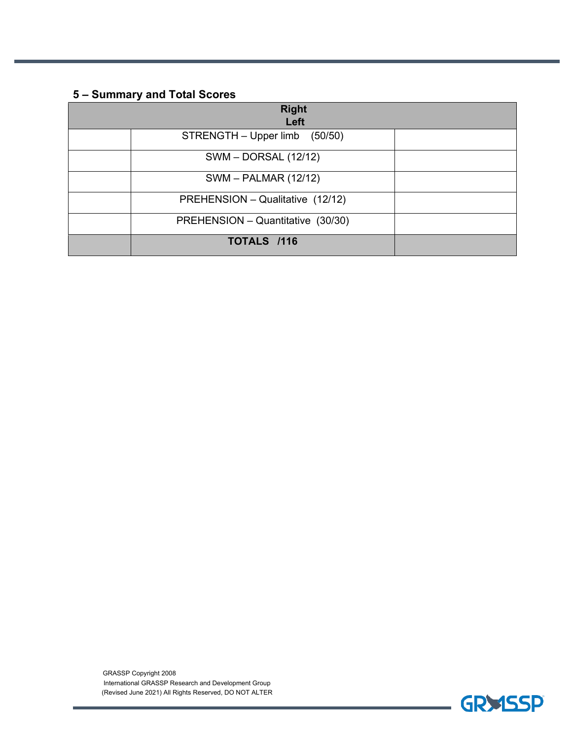## 5 – Summary and Total Scores

| Right | | Left |
|---|---|---|
| | STRENGTH – Upper limb (50/50) | |
| | SWM – DORSAL (12/12) | |
| | SWM – PALMAR (12/12) | |
| | PREHENSION – Qualitative (12/12) | |
| | PREHENSION – Quantitative (30/30) | |
| | **TOTALS /116** | |

GRASSP Copyright 2008
International GRASSP Research and Development Group
(Revised June 2021) All Rights Reserved, DO NOT ALTER